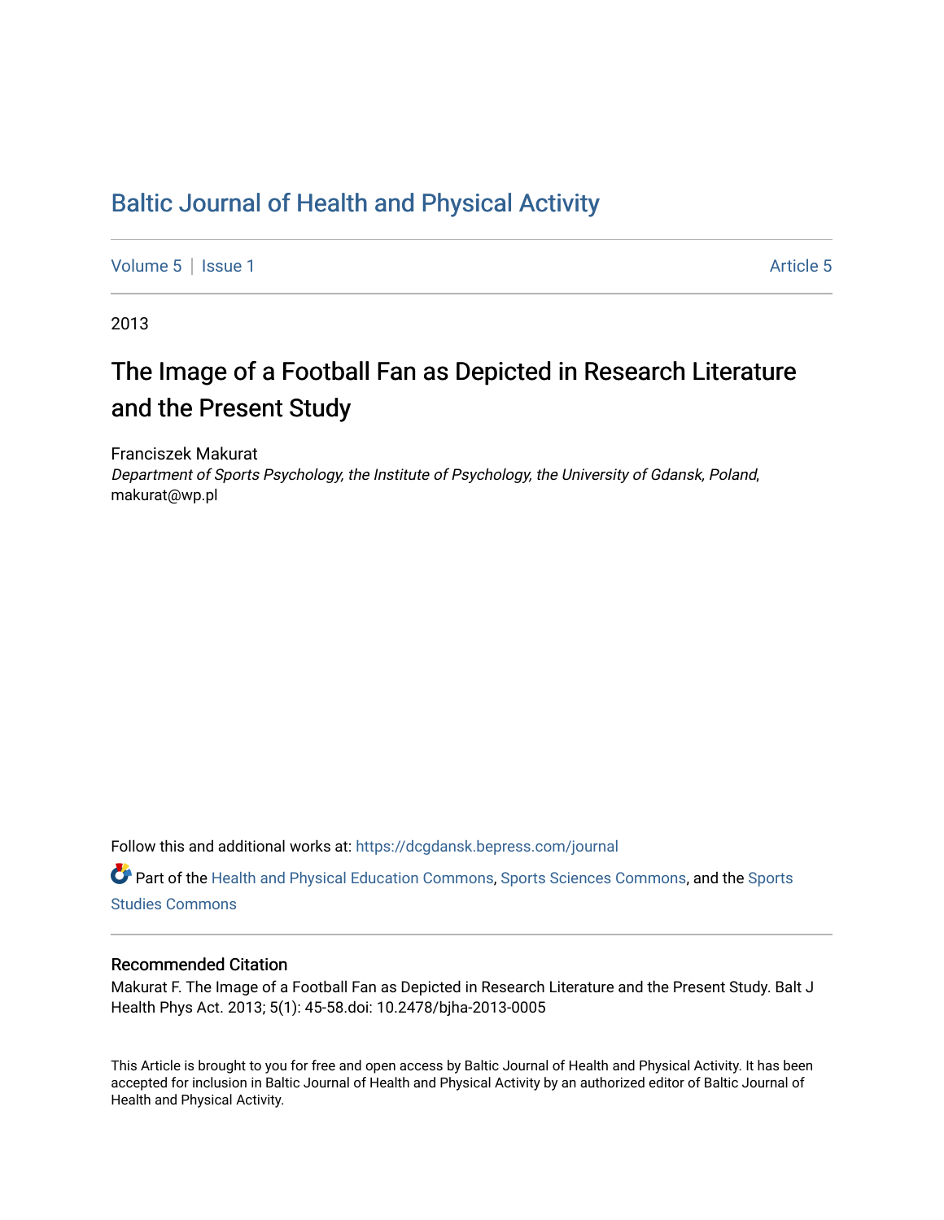# Baltic Journal of Health and Physical Activity

Volume 5 | Issue 1 Article 5

2013

## The Image of a Football Fan as Depicted in Research Literature and the Present Study

Franciszek Makurat
*Department of Sports Psychology, the Institute of Psychology, the University of Gdansk, Poland*, makurat@wp.pl

Follow this and additional works at: https://dcgdansk.bepress.com/journal

Part of the Health and Physical Education Commons, Sports Sciences Commons, and the Sports Studies Commons

### Recommended Citation

Makurat F. The Image of a Football Fan as Depicted in Research Literature and the Present Study. Balt J Health Phys Act. 2013; 5(1): 45-58.doi: 10.2478/bjha-2013-0005

This Article is brought to you for free and open access by Baltic Journal of Health and Physical Activity. It has been accepted for inclusion in Baltic Journal of Health and Physical Activity by an authorized editor of Baltic Journal of Health and Physical Activity.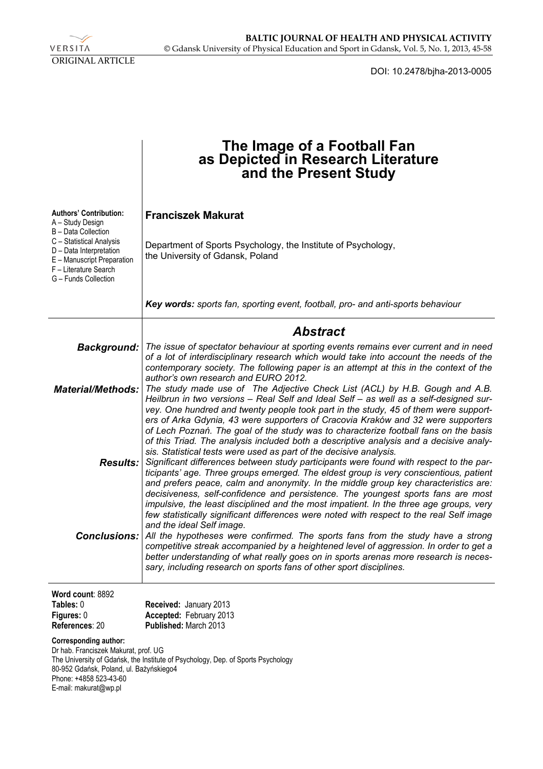ORIGINAL ARTICLE

DOI: 10.2478/bjha-2013-0005

# The Image of a Football Fan as Depicted in Research Literature and the Present Study

**Authors' Contribution:**
A – Study Design
B – Data Collection
C – Statistical Analysis
D – Data Interpretation
E – Manuscript Preparation
F – Literature Search
G – Funds Collection

**Franciszek Makurat**

Department of Sports Psychology, the Institute of Psychology, the University of Gdansk, Poland

***Key words:*** *sports fan, sporting event, football, pro- and anti-sports behaviour*

## *Abstract*

***Background:*** *The issue of spectator behaviour at sporting events remains ever current and in need of a lot of interdisciplinary research which would take into account the needs of the contemporary society. The following paper is an attempt at this in the context of the author's own research and EURO 2012.*

***Material/Methods:*** *The study made use of The Adjective Check List (ACL) by H.B. Gough and A.B. Heilbrun in two versions – Real Self and Ideal Self – as well as a self-designed survey. One hundred and twenty people took part in the study, 45 of them were supporters of Arka Gdynia, 43 were supporters of Cracovia Kraków and 32 were supporters of Lech Poznań. The goal of the study was to characterize football fans on the basis of this Triad. The analysis included both a descriptive analysis and a decisive analysis. Statistical tests were used as part of the decisive analysis.*

***Results:*** *Significant differences between study participants were found with respect to the participants' age. Three groups emerged. The eldest group is very conscientious, patient and prefers peace, calm and anonymity. In the middle group key characteristics are: decisiveness, self-confidence and persistence. The youngest sports fans are most impulsive, the least disciplined and the most impatient. In the three age groups, very few statistically significant differences were noted with respect to the real Self image and the ideal Self image.*

***Conclusions:*** *All the hypotheses were confirmed. The sports fans from the study have a strong competitive streak accompanied by a heightened level of aggression. In order to get a better understanding of what really goes on in sports arenas more research is necessary, including research on sports fans of other sport disciplines.*

**Word count**: 8892
**Tables:** 0
**Figures:** 0
**References**: 20

**Received:** January 2013
**Accepted:** February 2013
**Published:** March 2013

**Corresponding author:**
Dr hab. Franciszek Makurat, prof. UG
The University of Gdańsk, the Institute of Psychology, Dep. of Sports Psychology
80-952 Gdańsk, Poland, ul. Bażyńskiego4
Phone: +4858 523-43-60
E-mail: makurat@wp.pl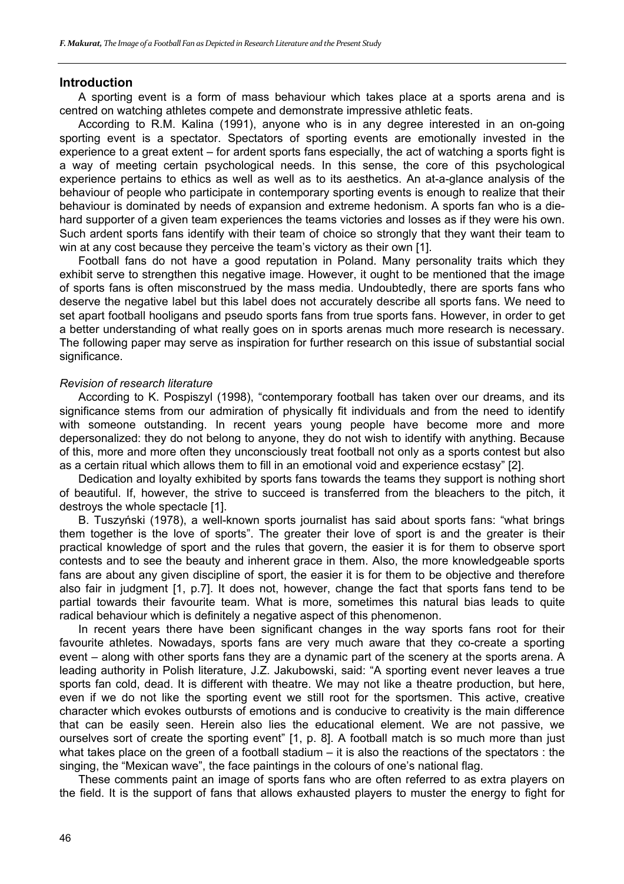## Introduction

A sporting event is a form of mass behaviour which takes place at a sports arena and is centred on watching athletes compete and demonstrate impressive athletic feats.

According to R.M. Kalina (1991), anyone who is in any degree interested in an on-going sporting event is a spectator. Spectators of sporting events are emotionally invested in the experience to a great extent – for ardent sports fans especially, the act of watching a sports fight is a way of meeting certain psychological needs. In this sense, the core of this psychological experience pertains to ethics as well as well as to its aesthetics. An at-a-glance analysis of the behaviour of people who participate in contemporary sporting events is enough to realize that their behaviour is dominated by needs of expansion and extreme hedonism. A sports fan who is a die-hard supporter of a given team experiences the teams victories and losses as if they were his own. Such ardent sports fans identify with their team of choice so strongly that they want their team to win at any cost because they perceive the team's victory as their own [1].

Football fans do not have a good reputation in Poland. Many personality traits which they exhibit serve to strengthen this negative image. However, it ought to be mentioned that the image of sports fans is often misconstrued by the mass media. Undoubtedly, there are sports fans who deserve the negative label but this label does not accurately describe all sports fans. We need to set apart football hooligans and pseudo sports fans from true sports fans. However, in order to get a better understanding of what really goes on in sports arenas much more research is necessary. The following paper may serve as inspiration for further research on this issue of substantial social significance.

### *Revision of research literature*

According to K. Pospiszyl (1998), "contemporary football has taken over our dreams, and its significance stems from our admiration of physically fit individuals and from the need to identify with someone outstanding. In recent years young people have become more and more depersonalized: they do not belong to anyone, they do not wish to identify with anything. Because of this, more and more often they unconsciously treat football not only as a sports contest but also as a certain ritual which allows them to fill in an emotional void and experience ecstasy" [2].

Dedication and loyalty exhibited by sports fans towards the teams they support is nothing short of beautiful. If, however, the strive to succeed is transferred from the bleachers to the pitch, it destroys the whole spectacle [1].

B. Tuszyński (1978), a well-known sports journalist has said about sports fans: "what brings them together is the love of sports". The greater their love of sport is and the greater is their practical knowledge of sport and the rules that govern, the easier it is for them to observe sport contests and to see the beauty and inherent grace in them. Also, the more knowledgeable sports fans are about any given discipline of sport, the easier it is for them to be objective and therefore also fair in judgment [1, p.7]. It does not, however, change the fact that sports fans tend to be partial towards their favourite team. What is more, sometimes this natural bias leads to quite radical behaviour which is definitely a negative aspect of this phenomenon.

In recent years there have been significant changes in the way sports fans root for their favourite athletes. Nowadays, sports fans are very much aware that they co-create a sporting event – along with other sports fans they are a dynamic part of the scenery at the sports arena. A leading authority in Polish literature, J.Z. Jakubowski, said: "A sporting event never leaves a true sports fan cold, dead. It is different with theatre. We may not like a theatre production, but here, even if we do not like the sporting event we still root for the sportsmen. This active, creative character which evokes outbursts of emotions and is conducive to creativity is the main difference that can be easily seen. Herein also lies the educational element. We are not passive, we ourselves sort of create the sporting event" [1, p. 8]. A football match is so much more than just what takes place on the green of a football stadium – it is also the reactions of the spectators : the singing, the "Mexican wave", the face paintings in the colours of one's national flag.

These comments paint an image of sports fans who are often referred to as extra players on the field. It is the support of fans that allows exhausted players to muster the energy to fight for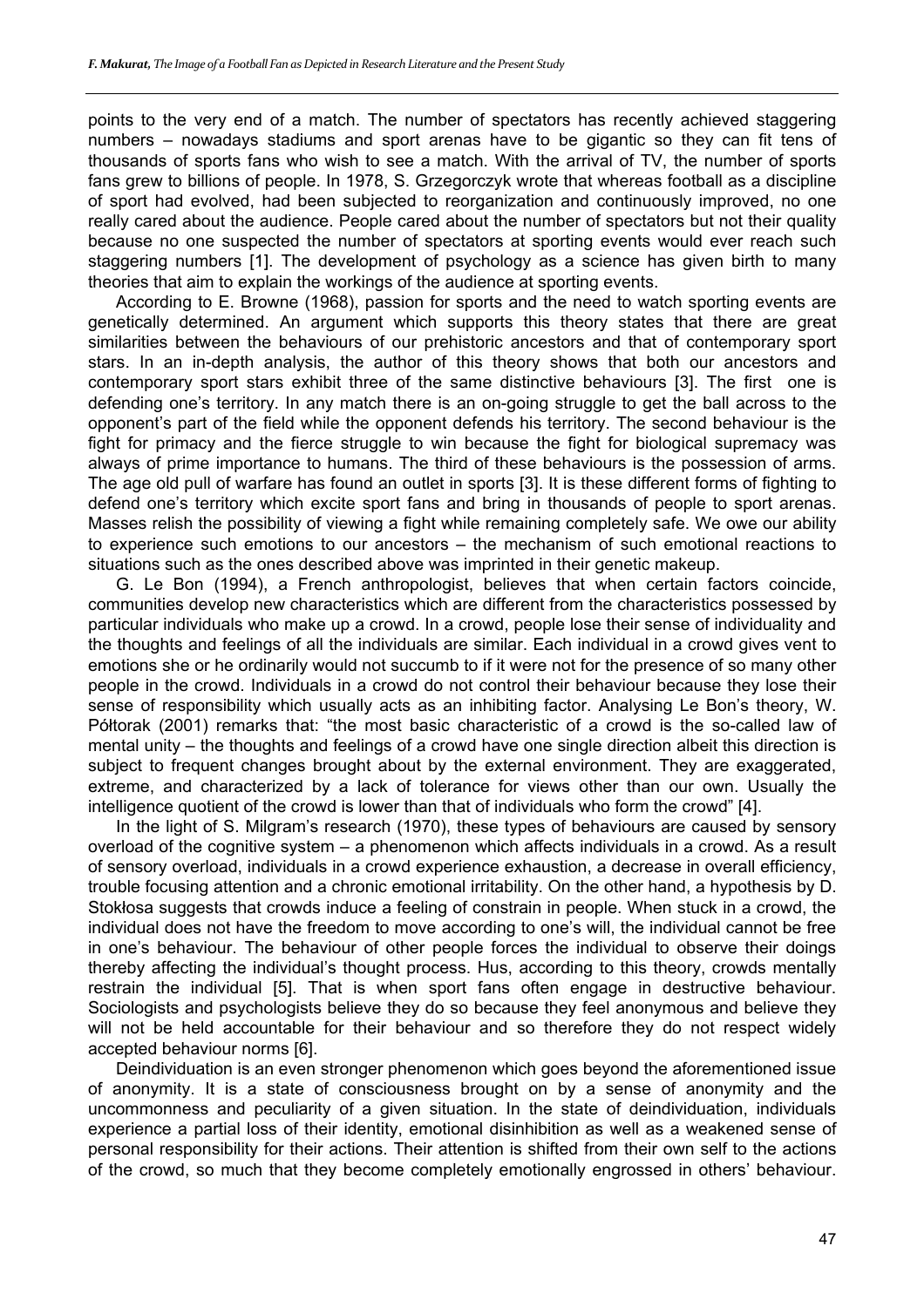points to the very end of a match. The number of spectators has recently achieved staggering numbers – nowadays stadiums and sport arenas have to be gigantic so they can fit tens of thousands of sports fans who wish to see a match. With the arrival of TV, the number of sports fans grew to billions of people. In 1978, S. Grzegorczyk wrote that whereas football as a discipline of sport had evolved, had been subjected to reorganization and continuously improved, no one really cared about the audience. People cared about the number of spectators but not their quality because no one suspected the number of spectators at sporting events would ever reach such staggering numbers [1]. The development of psychology as a science has given birth to many theories that aim to explain the workings of the audience at sporting events.

According to E. Browne (1968), passion for sports and the need to watch sporting events are genetically determined. An argument which supports this theory states that there are great similarities between the behaviours of our prehistoric ancestors and that of contemporary sport stars. In an in-depth analysis, the author of this theory shows that both our ancestors and contemporary sport stars exhibit three of the same distinctive behaviours [3]. The first one is defending one's territory. In any match there is an on-going struggle to get the ball across to the opponent's part of the field while the opponent defends his territory. The second behaviour is the fight for primacy and the fierce struggle to win because the fight for biological supremacy was always of prime importance to humans. The third of these behaviours is the possession of arms. The age old pull of warfare has found an outlet in sports [3]. It is these different forms of fighting to defend one's territory which excite sport fans and bring in thousands of people to sport arenas. Masses relish the possibility of viewing a fight while remaining completely safe. We owe our ability to experience such emotions to our ancestors – the mechanism of such emotional reactions to situations such as the ones described above was imprinted in their genetic makeup.

G. Le Bon (1994), a French anthropologist, believes that when certain factors coincide, communities develop new characteristics which are different from the characteristics possessed by particular individuals who make up a crowd. In a crowd, people lose their sense of individuality and the thoughts and feelings of all the individuals are similar. Each individual in a crowd gives vent to emotions she or he ordinarily would not succumb to if it were not for the presence of so many other people in the crowd. Individuals in a crowd do not control their behaviour because they lose their sense of responsibility which usually acts as an inhibiting factor. Analysing Le Bon's theory, W. Półtorak (2001) remarks that: "the most basic characteristic of a crowd is the so-called law of mental unity – the thoughts and feelings of a crowd have one single direction albeit this direction is subject to frequent changes brought about by the external environment. They are exaggerated, extreme, and characterized by a lack of tolerance for views other than our own. Usually the intelligence quotient of the crowd is lower than that of individuals who form the crowd" [4].

In the light of S. Milgram's research (1970), these types of behaviours are caused by sensory overload of the cognitive system – a phenomenon which affects individuals in a crowd. As a result of sensory overload, individuals in a crowd experience exhaustion, a decrease in overall efficiency, trouble focusing attention and a chronic emotional irritability. On the other hand, a hypothesis by D. Stokłosa suggests that crowds induce a feeling of constrain in people. When stuck in a crowd, the individual does not have the freedom to move according to one's will, the individual cannot be free in one's behaviour. The behaviour of other people forces the individual to observe their doings thereby affecting the individual's thought process. Hus, according to this theory, crowds mentally restrain the individual [5]. That is when sport fans often engage in destructive behaviour. Sociologists and psychologists believe they do so because they feel anonymous and believe they will not be held accountable for their behaviour and so therefore they do not respect widely accepted behaviour norms [6].

Deindividuation is an even stronger phenomenon which goes beyond the aforementioned issue of anonymity. It is a state of consciousness brought on by a sense of anonymity and the uncommonness and peculiarity of a given situation. In the state of deindividuation, individuals experience a partial loss of their identity, emotional disinhibition as well as a weakened sense of personal responsibility for their actions. Their attention is shifted from their own self to the actions of the crowd, so much that they become completely emotionally engrossed in others' behaviour.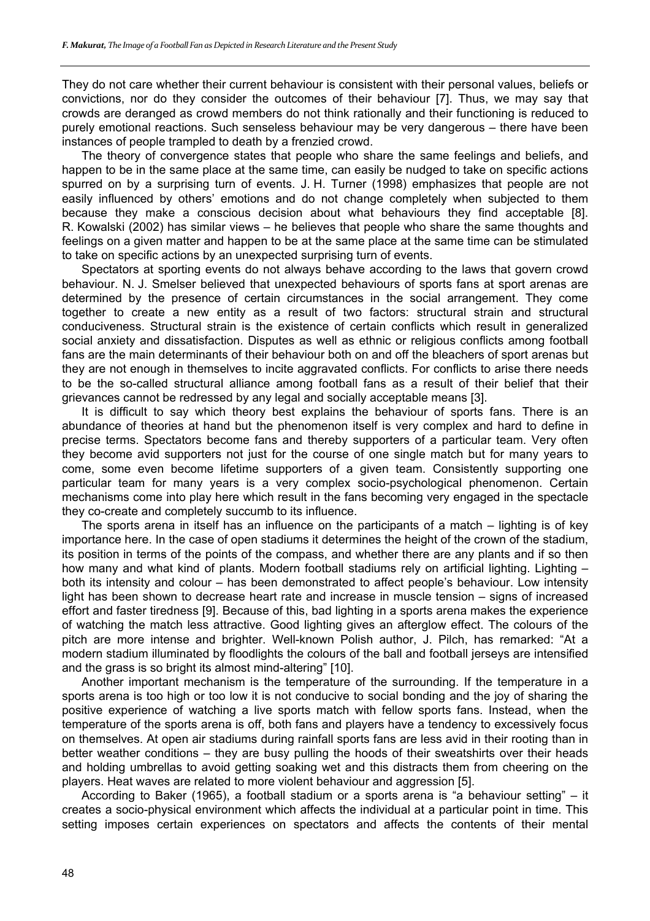They do not care whether their current behaviour is consistent with their personal values, beliefs or convictions, nor do they consider the outcomes of their behaviour [7]. Thus, we may say that crowds are deranged as crowd members do not think rationally and their functioning is reduced to purely emotional reactions. Such senseless behaviour may be very dangerous – there have been instances of people trampled to death by a frenzied crowd.

The theory of convergence states that people who share the same feelings and beliefs, and happen to be in the same place at the same time, can easily be nudged to take on specific actions spurred on by a surprising turn of events. J. H. Turner (1998) emphasizes that people are not easily influenced by others' emotions and do not change completely when subjected to them because they make a conscious decision about what behaviours they find acceptable [8]. R. Kowalski (2002) has similar views – he believes that people who share the same thoughts and feelings on a given matter and happen to be at the same place at the same time can be stimulated to take on specific actions by an unexpected surprising turn of events.

Spectators at sporting events do not always behave according to the laws that govern crowd behaviour. N. J. Smelser believed that unexpected behaviours of sports fans at sport arenas are determined by the presence of certain circumstances in the social arrangement. They come together to create a new entity as a result of two factors: structural strain and structural conduciveness. Structural strain is the existence of certain conflicts which result in generalized social anxiety and dissatisfaction. Disputes as well as ethnic or religious conflicts among football fans are the main determinants of their behaviour both on and off the bleachers of sport arenas but they are not enough in themselves to incite aggravated conflicts. For conflicts to arise there needs to be the so-called structural alliance among football fans as a result of their belief that their grievances cannot be redressed by any legal and socially acceptable means [3].

It is difficult to say which theory best explains the behaviour of sports fans. There is an abundance of theories at hand but the phenomenon itself is very complex and hard to define in precise terms. Spectators become fans and thereby supporters of a particular team. Very often they become avid supporters not just for the course of one single match but for many years to come, some even become lifetime supporters of a given team. Consistently supporting one particular team for many years is a very complex socio-psychological phenomenon. Certain mechanisms come into play here which result in the fans becoming very engaged in the spectacle they co-create and completely succumb to its influence.

The sports arena in itself has an influence on the participants of a match – lighting is of key importance here. In the case of open stadiums it determines the height of the crown of the stadium, its position in terms of the points of the compass, and whether there are any plants and if so then how many and what kind of plants. Modern football stadiums rely on artificial lighting. Lighting – both its intensity and colour – has been demonstrated to affect people's behaviour. Low intensity light has been shown to decrease heart rate and increase in muscle tension – signs of increased effort and faster tiredness [9]. Because of this, bad lighting in a sports arena makes the experience of watching the match less attractive. Good lighting gives an afterglow effect. The colours of the pitch are more intense and brighter. Well-known Polish author, J. Pilch, has remarked: "At a modern stadium illuminated by floodlights the colours of the ball and football jerseys are intensified and the grass is so bright its almost mind-altering" [10].

Another important mechanism is the temperature of the surrounding. If the temperature in a sports arena is too high or too low it is not conducive to social bonding and the joy of sharing the positive experience of watching a live sports match with fellow sports fans. Instead, when the temperature of the sports arena is off, both fans and players have a tendency to excessively focus on themselves. At open air stadiums during rainfall sports fans are less avid in their rooting than in better weather conditions – they are busy pulling the hoods of their sweatshirts over their heads and holding umbrellas to avoid getting soaking wet and this distracts them from cheering on the players. Heat waves are related to more violent behaviour and aggression [5].

According to Baker (1965), a football stadium or a sports arena is "a behaviour setting" – it creates a socio-physical environment which affects the individual at a particular point in time. This setting imposes certain experiences on spectators and affects the contents of their mental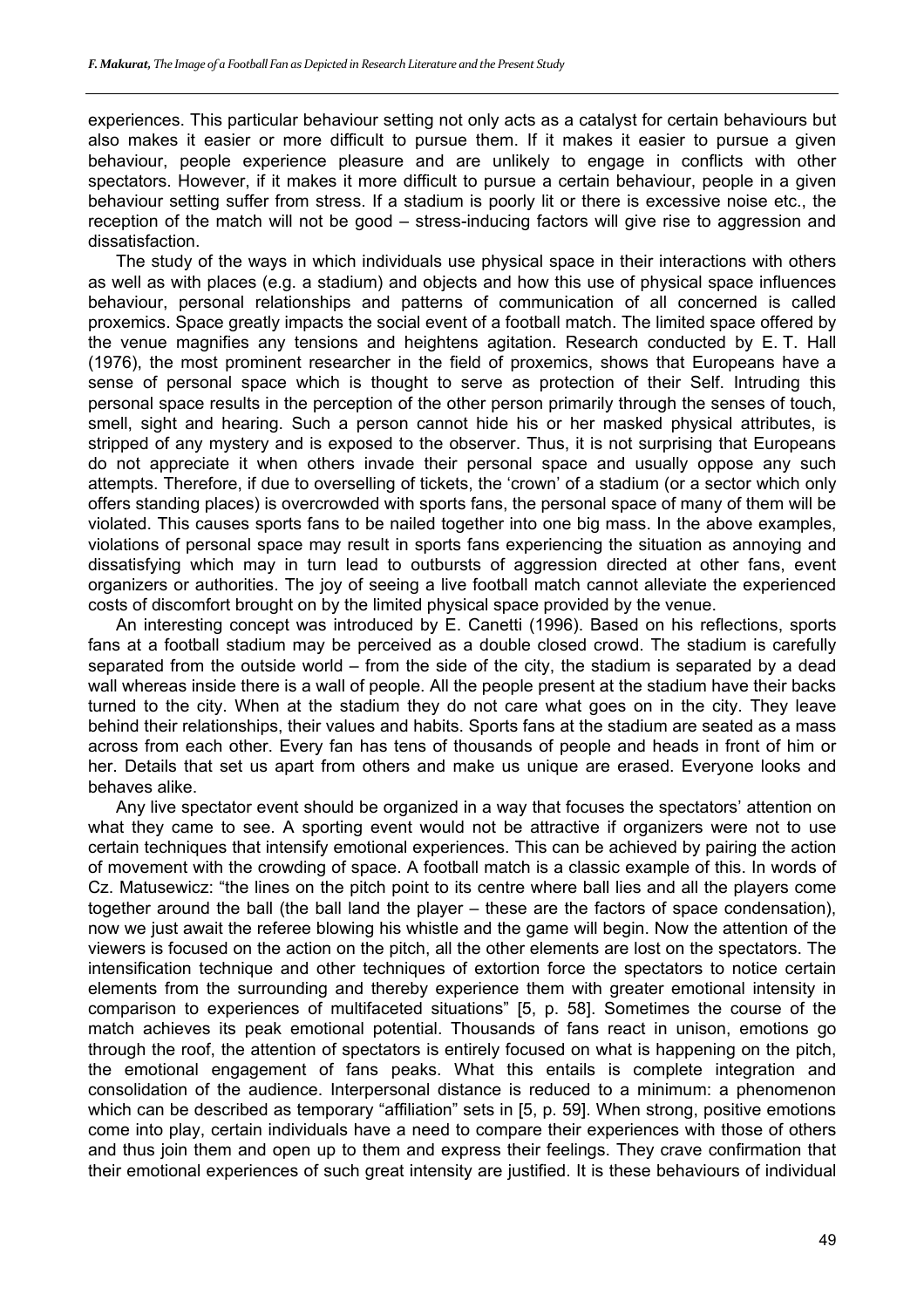experiences. This particular behaviour setting not only acts as a catalyst for certain behaviours but also makes it easier or more difficult to pursue them. If it makes it easier to pursue a given behaviour, people experience pleasure and are unlikely to engage in conflicts with other spectators. However, if it makes it more difficult to pursue a certain behaviour, people in a given behaviour setting suffer from stress. If a stadium is poorly lit or there is excessive noise etc., the reception of the match will not be good – stress-inducing factors will give rise to aggression and dissatisfaction.

The study of the ways in which individuals use physical space in their interactions with others as well as with places (e.g. a stadium) and objects and how this use of physical space influences behaviour, personal relationships and patterns of communication of all concerned is called proxemics. Space greatly impacts the social event of a football match. The limited space offered by the venue magnifies any tensions and heightens agitation. Research conducted by E. T. Hall (1976), the most prominent researcher in the field of proxemics, shows that Europeans have a sense of personal space which is thought to serve as protection of their Self. Intruding this personal space results in the perception of the other person primarily through the senses of touch, smell, sight and hearing. Such a person cannot hide his or her masked physical attributes, is stripped of any mystery and is exposed to the observer. Thus, it is not surprising that Europeans do not appreciate it when others invade their personal space and usually oppose any such attempts. Therefore, if due to overselling of tickets, the 'crown' of a stadium (or a sector which only offers standing places) is overcrowded with sports fans, the personal space of many of them will be violated. This causes sports fans to be nailed together into one big mass. In the above examples, violations of personal space may result in sports fans experiencing the situation as annoying and dissatisfying which may in turn lead to outbursts of aggression directed at other fans, event organizers or authorities. The joy of seeing a live football match cannot alleviate the experienced costs of discomfort brought on by the limited physical space provided by the venue.

An interesting concept was introduced by E. Canetti (1996). Based on his reflections, sports fans at a football stadium may be perceived as a double closed crowd. The stadium is carefully separated from the outside world – from the side of the city, the stadium is separated by a dead wall whereas inside there is a wall of people. All the people present at the stadium have their backs turned to the city. When at the stadium they do not care what goes on in the city. They leave behind their relationships, their values and habits. Sports fans at the stadium are seated as a mass across from each other. Every fan has tens of thousands of people and heads in front of him or her. Details that set us apart from others and make us unique are erased. Everyone looks and behaves alike.

Any live spectator event should be organized in a way that focuses the spectators' attention on what they came to see. A sporting event would not be attractive if organizers were not to use certain techniques that intensify emotional experiences. This can be achieved by pairing the action of movement with the crowding of space. A football match is a classic example of this. In words of Cz. Matusewicz: "the lines on the pitch point to its centre where ball lies and all the players come together around the ball (the ball land the player – these are the factors of space condensation), now we just await the referee blowing his whistle and the game will begin. Now the attention of the viewers is focused on the action on the pitch, all the other elements are lost on the spectators. The intensification technique and other techniques of extortion force the spectators to notice certain elements from the surrounding and thereby experience them with greater emotional intensity in comparison to experiences of multifaceted situations" [5, p. 58]. Sometimes the course of the match achieves its peak emotional potential. Thousands of fans react in unison, emotions go through the roof, the attention of spectators is entirely focused on what is happening on the pitch, the emotional engagement of fans peaks. What this entails is complete integration and consolidation of the audience. Interpersonal distance is reduced to a minimum: a phenomenon which can be described as temporary "affiliation" sets in [5, p. 59]. When strong, positive emotions come into play, certain individuals have a need to compare their experiences with those of others and thus join them and open up to them and express their feelings. They crave confirmation that their emotional experiences of such great intensity are justified. It is these behaviours of individual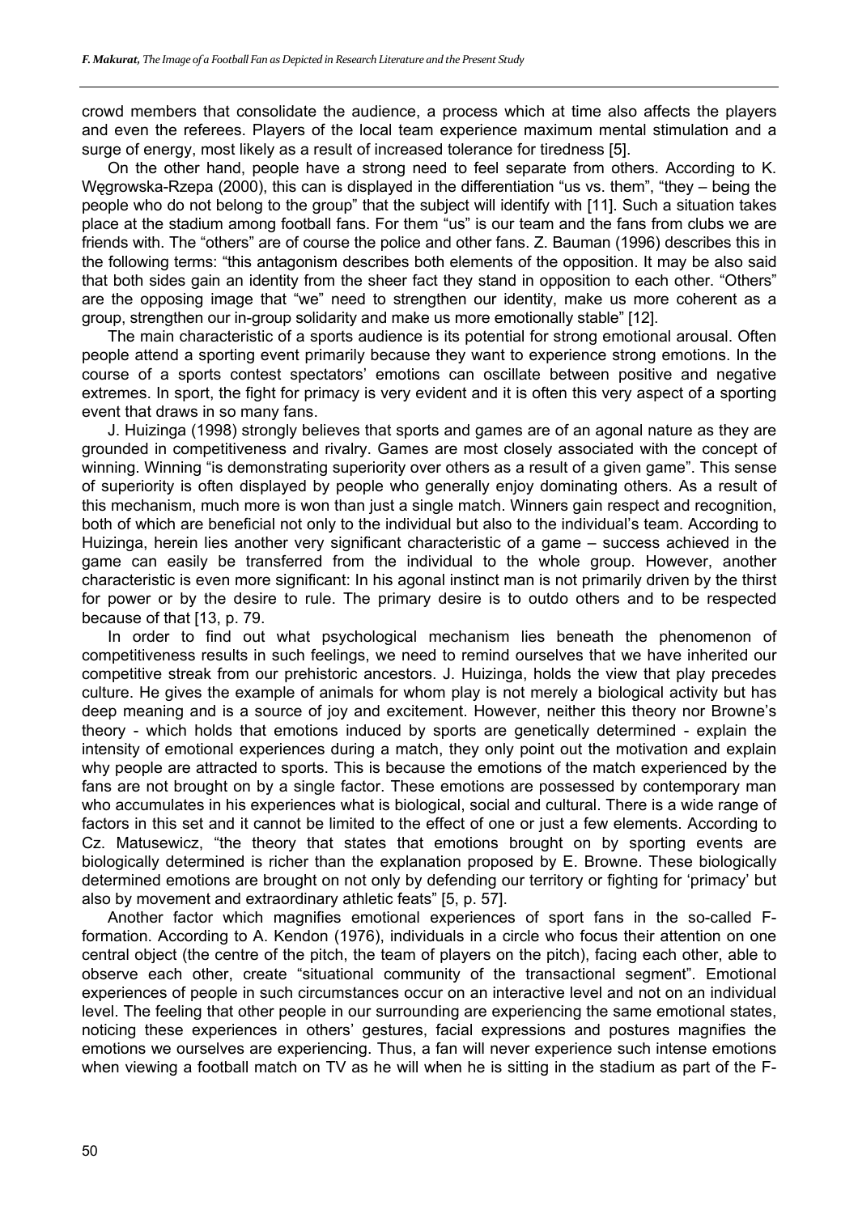crowd members that consolidate the audience, a process which at time also affects the players and even the referees. Players of the local team experience maximum mental stimulation and a surge of energy, most likely as a result of increased tolerance for tiredness [5].

On the other hand, people have a strong need to feel separate from others. According to K. Węgrowska-Rzepa (2000), this can is displayed in the differentiation "us vs. them", "they – being the people who do not belong to the group" that the subject will identify with [11]. Such a situation takes place at the stadium among football fans. For them "us" is our team and the fans from clubs we are friends with. The "others" are of course the police and other fans. Z. Bauman (1996) describes this in the following terms: "this antagonism describes both elements of the opposition. It may be also said that both sides gain an identity from the sheer fact they stand in opposition to each other. "Others" are the opposing image that "we" need to strengthen our identity, make us more coherent as a group, strengthen our in-group solidarity and make us more emotionally stable" [12].

The main characteristic of a sports audience is its potential for strong emotional arousal. Often people attend a sporting event primarily because they want to experience strong emotions. In the course of a sports contest spectators' emotions can oscillate between positive and negative extremes. In sport, the fight for primacy is very evident and it is often this very aspect of a sporting event that draws in so many fans.

J. Huizinga (1998) strongly believes that sports and games are of an agonal nature as they are grounded in competitiveness and rivalry. Games are most closely associated with the concept of winning. Winning "is demonstrating superiority over others as a result of a given game". This sense of superiority is often displayed by people who generally enjoy dominating others. As a result of this mechanism, much more is won than just a single match. Winners gain respect and recognition, both of which are beneficial not only to the individual but also to the individual's team. According to Huizinga, herein lies another very significant characteristic of a game – success achieved in the game can easily be transferred from the individual to the whole group. However, another characteristic is even more significant: In his agonal instinct man is not primarily driven by the thirst for power or by the desire to rule. The primary desire is to outdo others and to be respected because of that [13, p. 79.

In order to find out what psychological mechanism lies beneath the phenomenon of competitiveness results in such feelings, we need to remind ourselves that we have inherited our competitive streak from our prehistoric ancestors. J. Huizinga, holds the view that play precedes culture. He gives the example of animals for whom play is not merely a biological activity but has deep meaning and is a source of joy and excitement. However, neither this theory nor Browne's theory - which holds that emotions induced by sports are genetically determined - explain the intensity of emotional experiences during a match, they only point out the motivation and explain why people are attracted to sports. This is because the emotions of the match experienced by the fans are not brought on by a single factor. These emotions are possessed by contemporary man who accumulates in his experiences what is biological, social and cultural. There is a wide range of factors in this set and it cannot be limited to the effect of one or just a few elements. According to Cz. Matusewicz, "the theory that states that emotions brought on by sporting events are biologically determined is richer than the explanation proposed by E. Browne. These biologically determined emotions are brought on not only by defending our territory or fighting for 'primacy' but also by movement and extraordinary athletic feats" [5, p. 57].

Another factor which magnifies emotional experiences of sport fans in the so-called F-formation. According to A. Kendon (1976), individuals in a circle who focus their attention on one central object (the centre of the pitch, the team of players on the pitch), facing each other, able to observe each other, create "situational community of the transactional segment". Emotional experiences of people in such circumstances occur on an interactive level and not on an individual level. The feeling that other people in our surrounding are experiencing the same emotional states, noticing these experiences in others' gestures, facial expressions and postures magnifies the emotions we ourselves are experiencing. Thus, a fan will never experience such intense emotions when viewing a football match on TV as he will when he is sitting in the stadium as part of the F-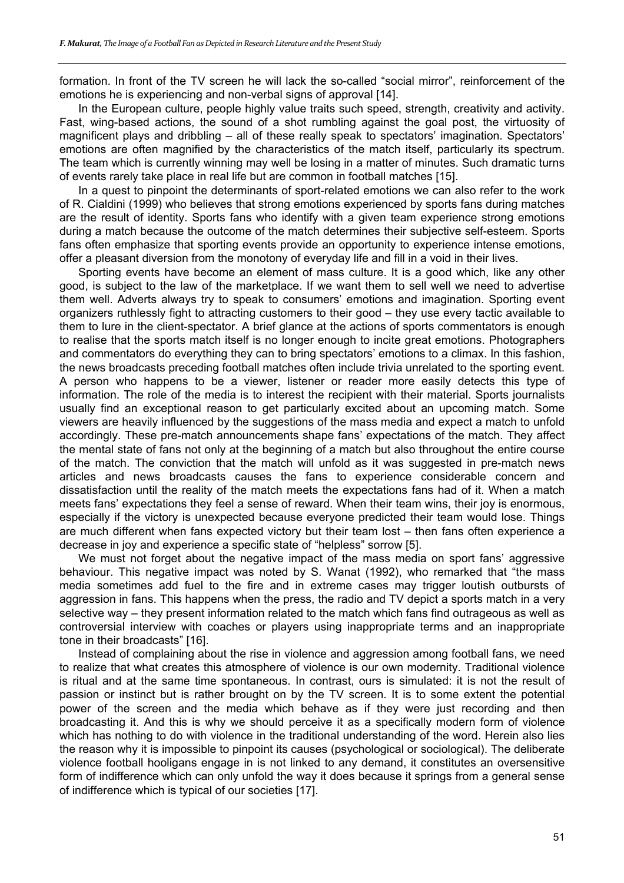formation. In front of the TV screen he will lack the so-called "social mirror", reinforcement of the emotions he is experiencing and non-verbal signs of approval [14].

In the European culture, people highly value traits such speed, strength, creativity and activity. Fast, wing-based actions, the sound of a shot rumbling against the goal post, the virtuosity of magnificent plays and dribbling – all of these really speak to spectators' imagination. Spectators' emotions are often magnified by the characteristics of the match itself, particularly its spectrum. The team which is currently winning may well be losing in a matter of minutes. Such dramatic turns of events rarely take place in real life but are common in football matches [15].

In a quest to pinpoint the determinants of sport-related emotions we can also refer to the work of R. Cialdini (1999) who believes that strong emotions experienced by sports fans during matches are the result of identity. Sports fans who identify with a given team experience strong emotions during a match because the outcome of the match determines their subjective self-esteem. Sports fans often emphasize that sporting events provide an opportunity to experience intense emotions, offer a pleasant diversion from the monotony of everyday life and fill in a void in their lives.

Sporting events have become an element of mass culture. It is a good which, like any other good, is subject to the law of the marketplace. If we want them to sell well we need to advertise them well. Adverts always try to speak to consumers' emotions and imagination. Sporting event organizers ruthlessly fight to attracting customers to their good – they use every tactic available to them to lure in the client-spectator. A brief glance at the actions of sports commentators is enough to realise that the sports match itself is no longer enough to incite great emotions. Photographers and commentators do everything they can to bring spectators' emotions to a climax. In this fashion, the news broadcasts preceding football matches often include trivia unrelated to the sporting event. A person who happens to be a viewer, listener or reader more easily detects this type of information. The role of the media is to interest the recipient with their material. Sports journalists usually find an exceptional reason to get particularly excited about an upcoming match. Some viewers are heavily influenced by the suggestions of the mass media and expect a match to unfold accordingly. These pre-match announcements shape fans' expectations of the match. They affect the mental state of fans not only at the beginning of a match but also throughout the entire course of the match. The conviction that the match will unfold as it was suggested in pre-match news articles and news broadcasts causes the fans to experience considerable concern and dissatisfaction until the reality of the match meets the expectations fans had of it. When a match meets fans' expectations they feel a sense of reward. When their team wins, their joy is enormous, especially if the victory is unexpected because everyone predicted their team would lose. Things are much different when fans expected victory but their team lost – then fans often experience a decrease in joy and experience a specific state of "helpless" sorrow [5].

We must not forget about the negative impact of the mass media on sport fans' aggressive behaviour. This negative impact was noted by S. Wanat (1992), who remarked that "the mass media sometimes add fuel to the fire and in extreme cases may trigger loutish outbursts of aggression in fans. This happens when the press, the radio and TV depict a sports match in a very selective way – they present information related to the match which fans find outrageous as well as controversial interview with coaches or players using inappropriate terms and an inappropriate tone in their broadcasts" [16].

Instead of complaining about the rise in violence and aggression among football fans, we need to realize that what creates this atmosphere of violence is our own modernity. Traditional violence is ritual and at the same time spontaneous. In contrast, ours is simulated: it is not the result of passion or instinct but is rather brought on by the TV screen. It is to some extent the potential power of the screen and the media which behave as if they were just recording and then broadcasting it. And this is why we should perceive it as a specifically modern form of violence which has nothing to do with violence in the traditional understanding of the word. Herein also lies the reason why it is impossible to pinpoint its causes (psychological or sociological). The deliberate violence football hooligans engage in is not linked to any demand, it constitutes an oversensitive form of indifference which can only unfold the way it does because it springs from a general sense of indifference which is typical of our societies [17].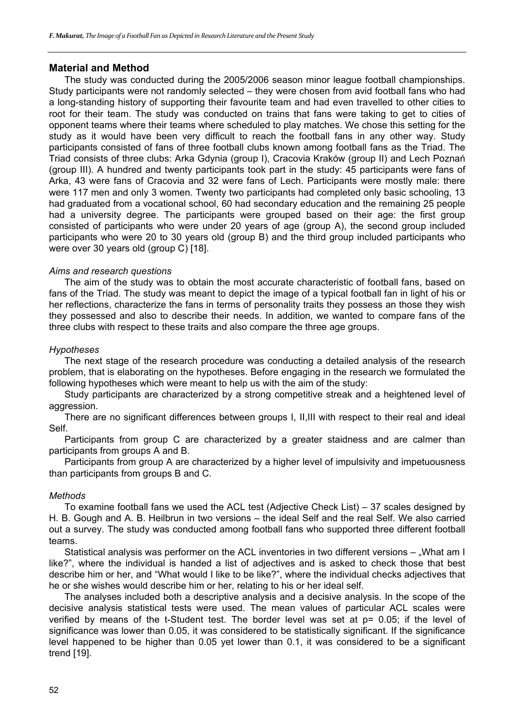## Material and Method

The study was conducted during the 2005/2006 season minor league football championships. Study participants were not randomly selected – they were chosen from avid football fans who had a long-standing history of supporting their favourite team and had even travelled to other cities to root for their team. The study was conducted on trains that fans were taking to get to cities of opponent teams where their teams where scheduled to play matches. We chose this setting for the study as it would have been very difficult to reach the football fans in any other way. Study participants consisted of fans of three football clubs known among football fans as the Triad. The Triad consists of three clubs: Arka Gdynia (group I), Cracovia Kraków (group II) and Lech Poznań (group III). A hundred and twenty participants took part in the study: 45 participants were fans of Arka, 43 were fans of Cracovia and 32 were fans of Lech. Participants were mostly male: there were 117 men and only 3 women. Twenty two participants had completed only basic schooling, 13 had graduated from a vocational school, 60 had secondary education and the remaining 25 people had a university degree. The participants were grouped based on their age: the first group consisted of participants who were under 20 years of age (group A), the second group included participants who were 20 to 30 years old (group B) and the third group included participants who were over 30 years old (group C) [18].

### *Aims and research questions*

The aim of the study was to obtain the most accurate characteristic of football fans, based on fans of the Triad. The study was meant to depict the image of a typical football fan in light of his or her reflections, characterize the fans in terms of personality traits they possess an those they wish they possessed and also to describe their needs. In addition, we wanted to compare fans of the three clubs with respect to these traits and also compare the three age groups.

### *Hypotheses*

The next stage of the research procedure was conducting a detailed analysis of the research problem, that is elaborating on the hypotheses. Before engaging in the research we formulated the following hypotheses which were meant to help us with the aim of the study:

Study participants are characterized by a strong competitive streak and a heightened level of aggression.

There are no significant differences between groups I, II,III with respect to their real and ideal Self.

Participants from group C are characterized by a greater staidness and are calmer than participants from groups A and B.

Participants from group A are characterized by a higher level of impulsivity and impetuousness than participants from groups B and C.

### *Methods*

To examine football fans we used the ACL test (Adjective Check List) – 37 scales designed by H. B. Gough and A. B. Heilbrun in two versions – the ideal Self and the real Self. We also carried out a survey. The study was conducted among football fans who supported three different football teams.

Statistical analysis was performer on the ACL inventories in two different versions – „What am I like?", where the individual is handed a list of adjectives and is asked to check those that best describe him or her, and "What would I like to be like?", where the individual checks adjectives that he or she wishes would describe him or her, relating to his or her ideal self.

The analyses included both a descriptive analysis and a decisive analysis. In the scope of the decisive analysis statistical tests were used. The mean values of particular ACL scales were verified by means of the t-Student test. The border level was set at $p= 0.05$; if the level of significance was lower than 0.05, it was considered to be statistically significant. If the significance level happened to be higher than 0.05 yet lower than 0.1, it was considered to be a significant trend [19].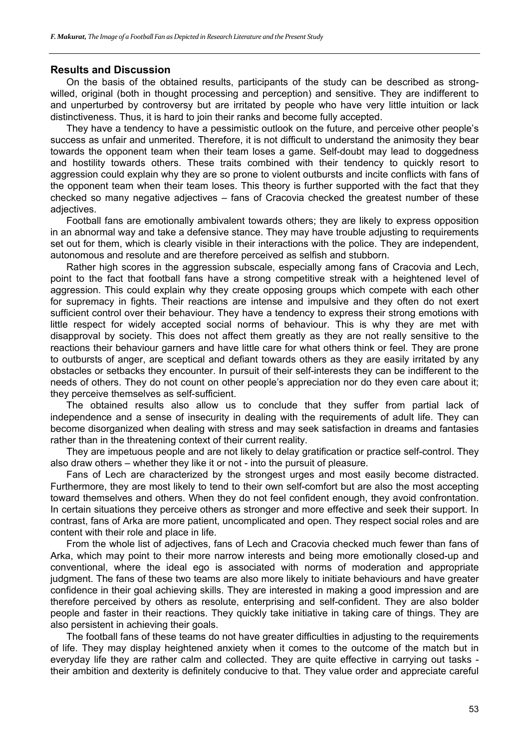## Results and Discussion

On the basis of the obtained results, participants of the study can be described as strong-willed, original (both in thought processing and perception) and sensitive. They are indifferent to and unperturbed by controversy but are irritated by people who have very little intuition or lack distinctiveness. Thus, it is hard to join their ranks and become fully accepted.

They have a tendency to have a pessimistic outlook on the future, and perceive other people's success as unfair and unmerited. Therefore, it is not difficult to understand the animosity they bear towards the opponent team when their team loses a game. Self-doubt may lead to doggedness and hostility towards others. These traits combined with their tendency to quickly resort to aggression could explain why they are so prone to violent outbursts and incite conflicts with fans of the opponent team when their team loses. This theory is further supported with the fact that they checked so many negative adjectives – fans of Cracovia checked the greatest number of these adjectives.

Football fans are emotionally ambivalent towards others; they are likely to express opposition in an abnormal way and take a defensive stance. They may have trouble adjusting to requirements set out for them, which is clearly visible in their interactions with the police. They are independent, autonomous and resolute and are therefore perceived as selfish and stubborn.

Rather high scores in the aggression subscale, especially among fans of Cracovia and Lech, point to the fact that football fans have a strong competitive streak with a heightened level of aggression. This could explain why they create opposing groups which compete with each other for supremacy in fights. Their reactions are intense and impulsive and they often do not exert sufficient control over their behaviour. They have a tendency to express their strong emotions with little respect for widely accepted social norms of behaviour. This is why they are met with disapproval by society. This does not affect them greatly as they are not really sensitive to the reactions their behaviour garners and have little care for what others think or feel. They are prone to outbursts of anger, are sceptical and defiant towards others as they are easily irritated by any obstacles or setbacks they encounter. In pursuit of their self-interests they can be indifferent to the needs of others. They do not count on other people's appreciation nor do they even care about it; they perceive themselves as self-sufficient.

The obtained results also allow us to conclude that they suffer from partial lack of independence and a sense of insecurity in dealing with the requirements of adult life. They can become disorganized when dealing with stress and may seek satisfaction in dreams and fantasies rather than in the threatening context of their current reality.

They are impetuous people and are not likely to delay gratification or practice self-control. They also draw others – whether they like it or not - into the pursuit of pleasure.

Fans of Lech are characterized by the strongest urges and most easily become distracted. Furthermore, they are most likely to tend to their own self-comfort but are also the most accepting toward themselves and others. When they do not feel confident enough, they avoid confrontation. In certain situations they perceive others as stronger and more effective and seek their support. In contrast, fans of Arka are more patient, uncomplicated and open. They respect social roles and are content with their role and place in life.

From the whole list of adjectives, fans of Lech and Cracovia checked much fewer than fans of Arka, which may point to their more narrow interests and being more emotionally closed-up and conventional, where the ideal ego is associated with norms of moderation and appropriate judgment. The fans of these two teams are also more likely to initiate behaviours and have greater confidence in their goal achieving skills. They are interested in making a good impression and are therefore perceived by others as resolute, enterprising and self-confident. They are also bolder people and faster in their reactions. They quickly take initiative in taking care of things. They are also persistent in achieving their goals.

The football fans of these teams do not have greater difficulties in adjusting to the requirements of life. They may display heightened anxiety when it comes to the outcome of the match but in everyday life they are rather calm and collected. They are quite effective in carrying out tasks - their ambition and dexterity is definitely conducive to that. They value order and appreciate careful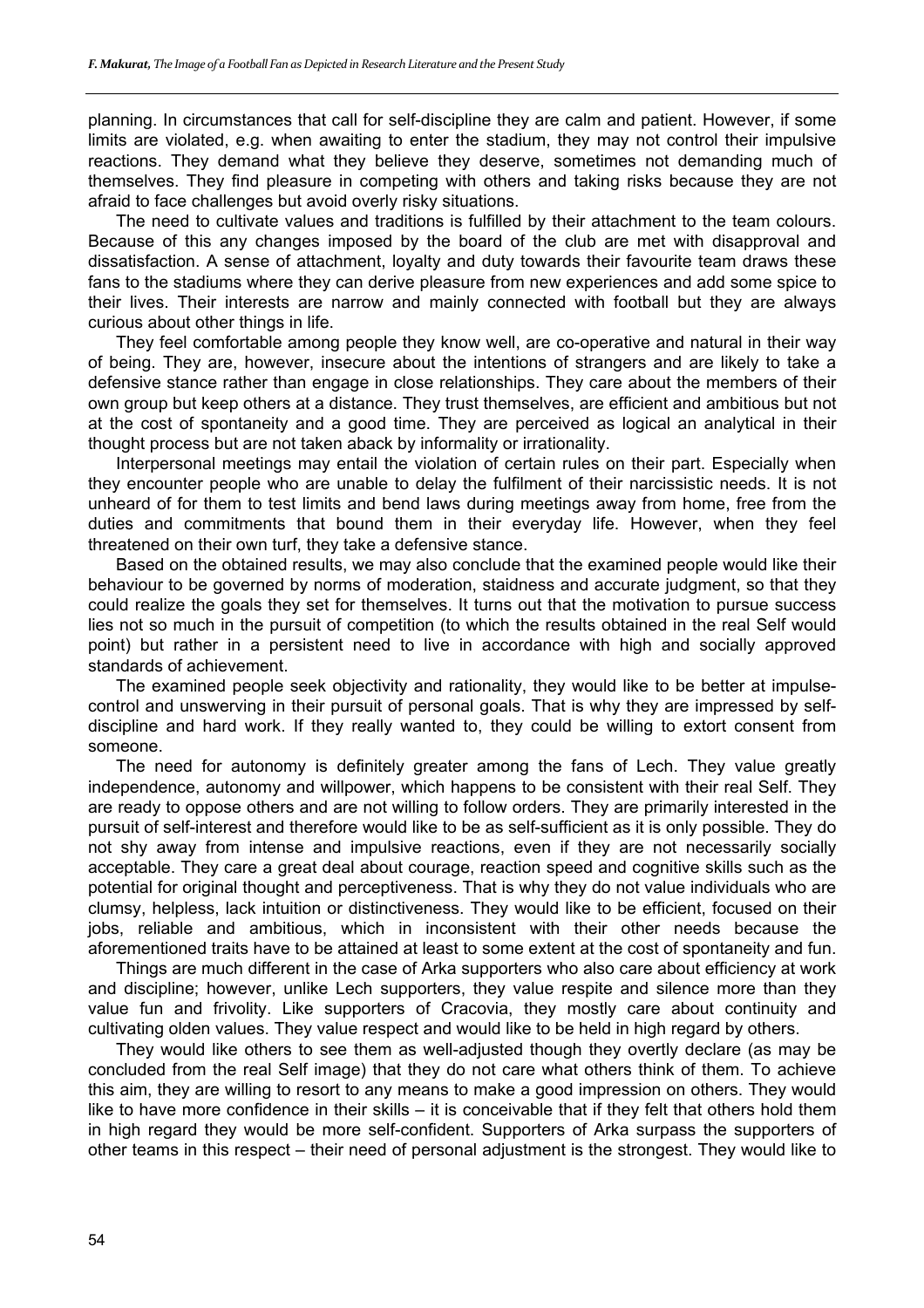planning. In circumstances that call for self-discipline they are calm and patient. However, if some limits are violated, e.g. when awaiting to enter the stadium, they may not control their impulsive reactions. They demand what they believe they deserve, sometimes not demanding much of themselves. They find pleasure in competing with others and taking risks because they are not afraid to face challenges but avoid overly risky situations.

The need to cultivate values and traditions is fulfilled by their attachment to the team colours. Because of this any changes imposed by the board of the club are met with disapproval and dissatisfaction. A sense of attachment, loyalty and duty towards their favourite team draws these fans to the stadiums where they can derive pleasure from new experiences and add some spice to their lives. Their interests are narrow and mainly connected with football but they are always curious about other things in life.

They feel comfortable among people they know well, are co-operative and natural in their way of being. They are, however, insecure about the intentions of strangers and are likely to take a defensive stance rather than engage in close relationships. They care about the members of their own group but keep others at a distance. They trust themselves, are efficient and ambitious but not at the cost of spontaneity and a good time. They are perceived as logical an analytical in their thought process but are not taken aback by informality or irrationality.

Interpersonal meetings may entail the violation of certain rules on their part. Especially when they encounter people who are unable to delay the fulfilment of their narcissistic needs. It is not unheard of for them to test limits and bend laws during meetings away from home, free from the duties and commitments that bound them in their everyday life. However, when they feel threatened on their own turf, they take a defensive stance.

Based on the obtained results, we may also conclude that the examined people would like their behaviour to be governed by norms of moderation, staidness and accurate judgment, so that they could realize the goals they set for themselves. It turns out that the motivation to pursue success lies not so much in the pursuit of competition (to which the results obtained in the real Self would point) but rather in a persistent need to live in accordance with high and socially approved standards of achievement.

The examined people seek objectivity and rationality, they would like to be better at impulse-control and unswerving in their pursuit of personal goals. That is why they are impressed by self-discipline and hard work. If they really wanted to, they could be willing to extort consent from someone.

The need for autonomy is definitely greater among the fans of Lech. They value greatly independence, autonomy and willpower, which happens to be consistent with their real Self. They are ready to oppose others and are not willing to follow orders. They are primarily interested in the pursuit of self-interest and therefore would like to be as self-sufficient as it is only possible. They do not shy away from intense and impulsive reactions, even if they are not necessarily socially acceptable. They care a great deal about courage, reaction speed and cognitive skills such as the potential for original thought and perceptiveness. That is why they do not value individuals who are clumsy, helpless, lack intuition or distinctiveness. They would like to be efficient, focused on their jobs, reliable and ambitious, which in inconsistent with their other needs because the aforementioned traits have to be attained at least to some extent at the cost of spontaneity and fun.

Things are much different in the case of Arka supporters who also care about efficiency at work and discipline; however, unlike Lech supporters, they value respite and silence more than they value fun and frivolity. Like supporters of Cracovia, they mostly care about continuity and cultivating olden values. They value respect and would like to be held in high regard by others.

They would like others to see them as well-adjusted though they overtly declare (as may be concluded from the real Self image) that they do not care what others think of them. To achieve this aim, they are willing to resort to any means to make a good impression on others. They would like to have more confidence in their skills – it is conceivable that if they felt that others hold them in high regard they would be more self-confident. Supporters of Arka surpass the supporters of other teams in this respect – their need of personal adjustment is the strongest. They would like to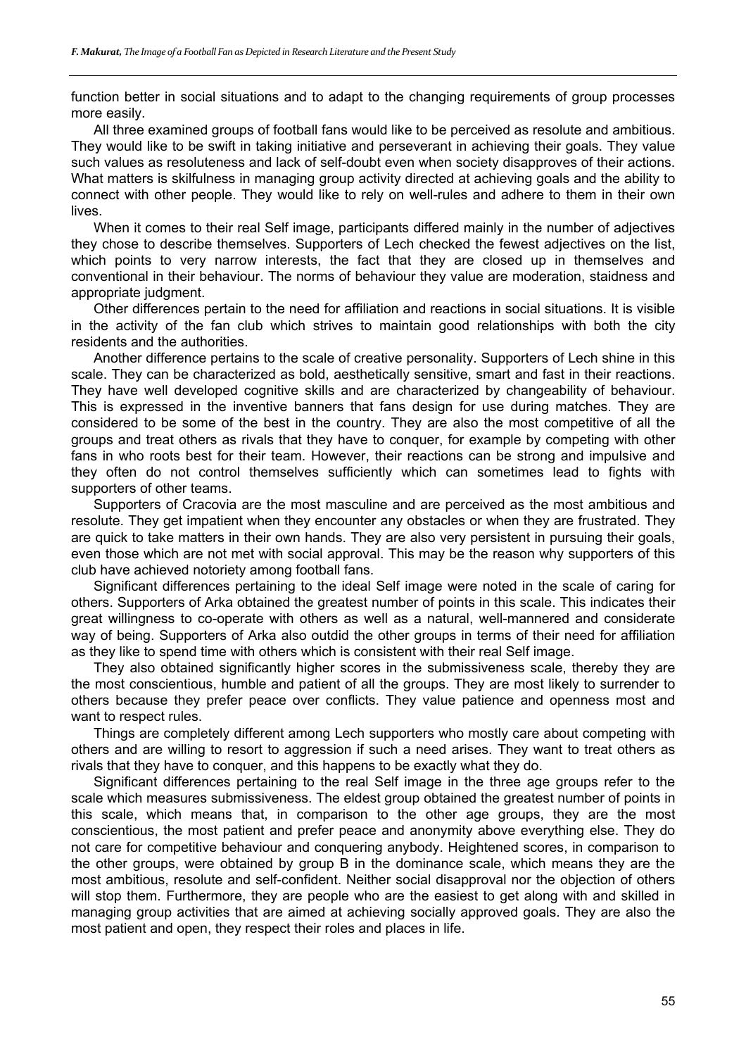function better in social situations and to adapt to the changing requirements of group processes more easily.

All three examined groups of football fans would like to be perceived as resolute and ambitious. They would like to be swift in taking initiative and perseverant in achieving their goals. They value such values as resoluteness and lack of self-doubt even when society disapproves of their actions. What matters is skilfulness in managing group activity directed at achieving goals and the ability to connect with other people. They would like to rely on well-rules and adhere to them in their own lives.

When it comes to their real Self image, participants differed mainly in the number of adjectives they chose to describe themselves. Supporters of Lech checked the fewest adjectives on the list, which points to very narrow interests, the fact that they are closed up in themselves and conventional in their behaviour. The norms of behaviour they value are moderation, staidness and appropriate judgment.

Other differences pertain to the need for affiliation and reactions in social situations. It is visible in the activity of the fan club which strives to maintain good relationships with both the city residents and the authorities.

Another difference pertains to the scale of creative personality. Supporters of Lech shine in this scale. They can be characterized as bold, aesthetically sensitive, smart and fast in their reactions. They have well developed cognitive skills and are characterized by changeability of behaviour. This is expressed in the inventive banners that fans design for use during matches. They are considered to be some of the best in the country. They are also the most competitive of all the groups and treat others as rivals that they have to conquer, for example by competing with other fans in who roots best for their team. However, their reactions can be strong and impulsive and they often do not control themselves sufficiently which can sometimes lead to fights with supporters of other teams.

Supporters of Cracovia are the most masculine and are perceived as the most ambitious and resolute. They get impatient when they encounter any obstacles or when they are frustrated. They are quick to take matters in their own hands. They are also very persistent in pursuing their goals, even those which are not met with social approval. This may be the reason why supporters of this club have achieved notoriety among football fans.

Significant differences pertaining to the ideal Self image were noted in the scale of caring for others. Supporters of Arka obtained the greatest number of points in this scale. This indicates their great willingness to co-operate with others as well as a natural, well-mannered and considerate way of being. Supporters of Arka also outdid the other groups in terms of their need for affiliation as they like to spend time with others which is consistent with their real Self image.

They also obtained significantly higher scores in the submissiveness scale, thereby they are the most conscientious, humble and patient of all the groups. They are most likely to surrender to others because they prefer peace over conflicts. They value patience and openness most and want to respect rules.

Things are completely different among Lech supporters who mostly care about competing with others and are willing to resort to aggression if such a need arises. They want to treat others as rivals that they have to conquer, and this happens to be exactly what they do.

Significant differences pertaining to the real Self image in the three age groups refer to the scale which measures submissiveness. The eldest group obtained the greatest number of points in this scale, which means that, in comparison to the other age groups, they are the most conscientious, the most patient and prefer peace and anonymity above everything else. They do not care for competitive behaviour and conquering anybody. Heightened scores, in comparison to the other groups, were obtained by group B in the dominance scale, which means they are the most ambitious, resolute and self-confident. Neither social disapproval nor the objection of others will stop them. Furthermore, they are people who are the easiest to get along with and skilled in managing group activities that are aimed at achieving socially approved goals. They are also the most patient and open, they respect their roles and places in life.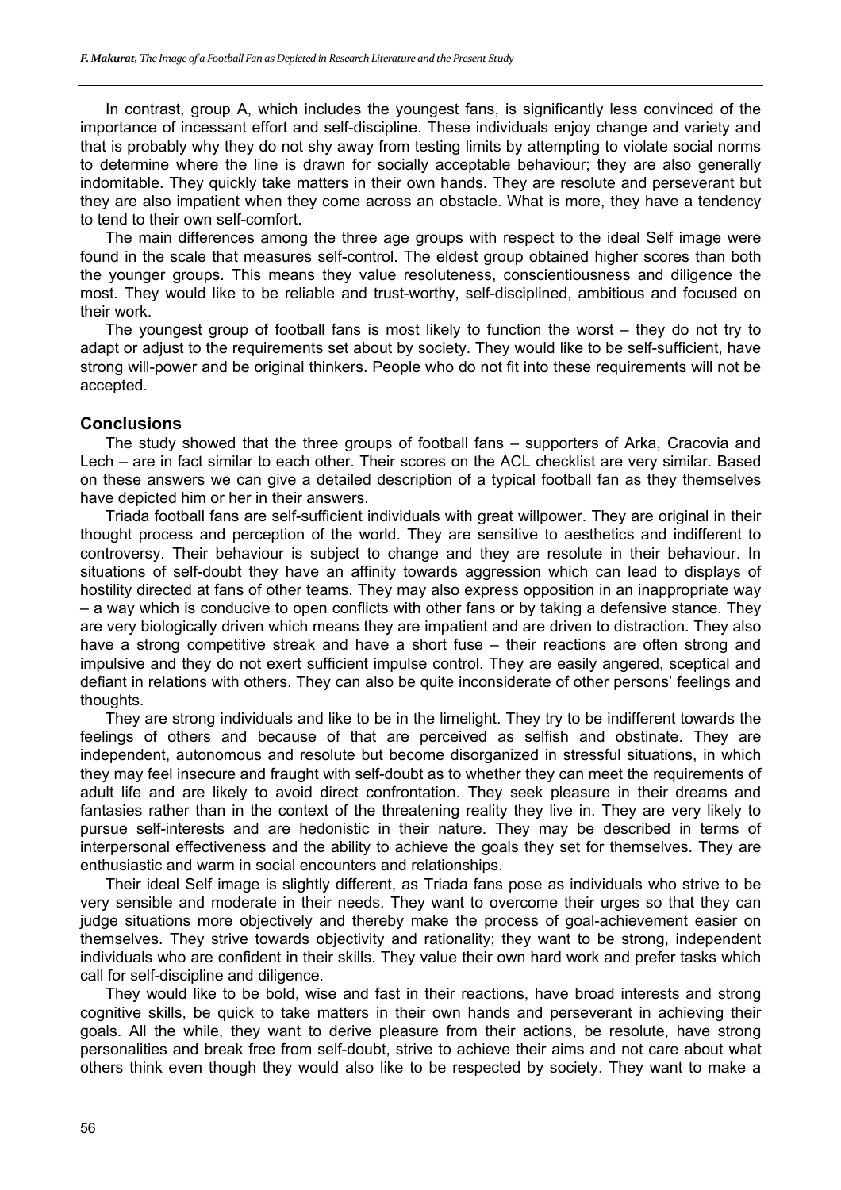In contrast, group A, which includes the youngest fans, is significantly less convinced of the importance of incessant effort and self-discipline. These individuals enjoy change and variety and that is probably why they do not shy away from testing limits by attempting to violate social norms to determine where the line is drawn for socially acceptable behaviour; they are also generally indomitable. They quickly take matters in their own hands. They are resolute and perseverant but they are also impatient when they come across an obstacle. What is more, they have a tendency to tend to their own self-comfort.

The main differences among the three age groups with respect to the ideal Self image were found in the scale that measures self-control. The eldest group obtained higher scores than both the younger groups. This means they value resoluteness, conscientiousness and diligence the most. They would like to be reliable and trust-worthy, self-disciplined, ambitious and focused on their work.

The youngest group of football fans is most likely to function the worst – they do not try to adapt or adjust to the requirements set about by society. They would like to be self-sufficient, have strong will-power and be original thinkers. People who do not fit into these requirements will not be accepted.

## Conclusions

The study showed that the three groups of football fans – supporters of Arka, Cracovia and Lech – are in fact similar to each other. Their scores on the ACL checklist are very similar. Based on these answers we can give a detailed description of a typical football fan as they themselves have depicted him or her in their answers.

Triada football fans are self-sufficient individuals with great willpower. They are original in their thought process and perception of the world. They are sensitive to aesthetics and indifferent to controversy. Their behaviour is subject to change and they are resolute in their behaviour. In situations of self-doubt they have an affinity towards aggression which can lead to displays of hostility directed at fans of other teams. They may also express opposition in an inappropriate way – a way which is conducive to open conflicts with other fans or by taking a defensive stance. They are very biologically driven which means they are impatient and are driven to distraction. They also have a strong competitive streak and have a short fuse – their reactions are often strong and impulsive and they do not exert sufficient impulse control. They are easily angered, sceptical and defiant in relations with others. They can also be quite inconsiderate of other persons' feelings and thoughts.

They are strong individuals and like to be in the limelight. They try to be indifferent towards the feelings of others and because of that are perceived as selfish and obstinate. They are independent, autonomous and resolute but become disorganized in stressful situations, in which they may feel insecure and fraught with self-doubt as to whether they can meet the requirements of adult life and are likely to avoid direct confrontation. They seek pleasure in their dreams and fantasies rather than in the context of the threatening reality they live in. They are very likely to pursue self-interests and are hedonistic in their nature. They may be described in terms of interpersonal effectiveness and the ability to achieve the goals they set for themselves. They are enthusiastic and warm in social encounters and relationships.

Their ideal Self image is slightly different, as Triada fans pose as individuals who strive to be very sensible and moderate in their needs. They want to overcome their urges so that they can judge situations more objectively and thereby make the process of goal-achievement easier on themselves. They strive towards objectivity and rationality; they want to be strong, independent individuals who are confident in their skills. They value their own hard work and prefer tasks which call for self-discipline and diligence.

They would like to be bold, wise and fast in their reactions, have broad interests and strong cognitive skills, be quick to take matters in their own hands and perseverant in achieving their goals. All the while, they want to derive pleasure from their actions, be resolute, have strong personalities and break free from self-doubt, strive to achieve their aims and not care about what others think even though they would also like to be respected by society. They want to make a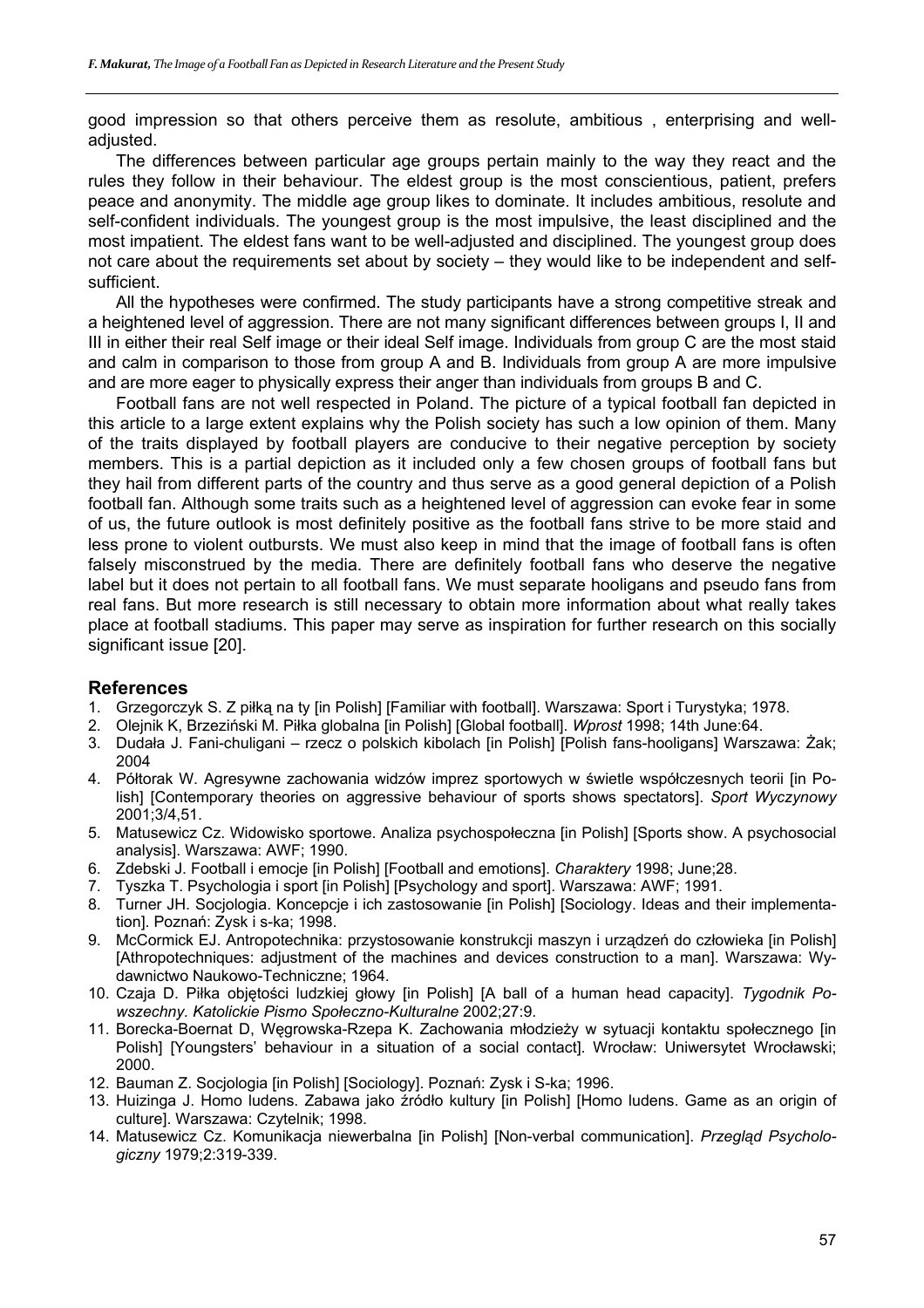good impression so that others perceive them as resolute, ambitious , enterprising and well-adjusted.

The differences between particular age groups pertain mainly to the way they react and the rules they follow in their behaviour. The eldest group is the most conscientious, patient, prefers peace and anonymity. The middle age group likes to dominate. It includes ambitious, resolute and self-confident individuals. The youngest group is the most impulsive, the least disciplined and the most impatient. The eldest fans want to be well-adjusted and disciplined. The youngest group does not care about the requirements set about by society – they would like to be independent and self-sufficient.

All the hypotheses were confirmed. The study participants have a strong competitive streak and a heightened level of aggression. There are not many significant differences between groups I, II and III in either their real Self image or their ideal Self image. Individuals from group C are the most staid and calm in comparison to those from group A and B. Individuals from group A are more impulsive and are more eager to physically express their anger than individuals from groups B and C.

Football fans are not well respected in Poland. The picture of a typical football fan depicted in this article to a large extent explains why the Polish society has such a low opinion of them. Many of the traits displayed by football players are conducive to their negative perception by society members. This is a partial depiction as it included only a few chosen groups of football fans but they hail from different parts of the country and thus serve as a good general depiction of a Polish football fan. Although some traits such as a heightened level of aggression can evoke fear in some of us, the future outlook is most definitely positive as the football fans strive to be more staid and less prone to violent outbursts. We must also keep in mind that the image of football fans is often falsely misconstrued by the media. There are definitely football fans who deserve the negative label but it does not pertain to all football fans. We must separate hooligans and pseudo fans from real fans. But more research is still necessary to obtain more information about what really takes place at football stadiums. This paper may serve as inspiration for further research on this socially significant issue [20].

## References

1. Grzegorczyk S. Z piłką na ty [in Polish] [Familiar with football]. Warszawa: Sport i Turystyka; 1978.
2. Olejnik K, Brzeziński M. Piłka globalna [in Polish] [Global football]. *Wprost* 1998; 14th June:64.
3. Dudała J. Fani-chuligani – rzecz o polskich kibolach [in Polish] [Polish fans-hooligans] Warszawa: Żak; 2004
4. Półtorak W. Agresywne zachowania widzów imprez sportowych w świetle współczesnych teorii [in Polish] [Contemporary theories on aggressive behaviour of sports shows spectators]. *Sport Wyczynowy* 2001;3/4,51.
5. Matusewicz Cz. Widowisko sportowe. Analiza psychospołeczna [in Polish] [Sports show. A psychosocial analysis]. Warszawa: AWF; 1990.
6. Zdebski J. Football i emocje [in Polish] [Football and emotions]. *Charaktery* 1998; June;28.
7. Tyszka T. Psychologia i sport [in Polish] [Psychology and sport]. Warszawa: AWF; 1991.
8. Turner JH. Socjologia. Koncepcje i ich zastosowanie [in Polish] [Sociology. Ideas and their implementation]. Poznań: Zysk i s-ka; 1998.
9. McCormick EJ. Antropotechnika: przystosowanie konstrukcji maszyn i urządzeń do człowieka [in Polish] [Athropotechniques: adjustment of the machines and devices construction to a man]. Warszawa: Wydawnictwo Naukowo-Techniczne; 1964.
10. Czaja D. Piłka objętości ludzkiej głowy [in Polish] [A ball of a human head capacity]. *Tygodnik Powszechny. Katolickie Pismo Społeczno-Kulturalne* 2002;27:9.
11. Borecka-Boernat D, Węgrowska-Rzepa K. Zachowania młodzieży w sytuacji kontaktu społecznego [in Polish] [Youngsters' behaviour in a situation of a social contact]. Wrocław: Uniwersytet Wrocławski; 2000.
12. Bauman Z. Socjologia [in Polish] [Sociology]. Poznań: Zysk i S-ka; 1996.
13. Huizinga J. Homo ludens. Zabawa jako źródło kultury [in Polish] [Homo ludens. Game as an origin of culture]. Warszawa: Czytelnik; 1998.
14. Matusewicz Cz. Komunikacja niewerbalna [in Polish] [Non-verbal communication]. *Przegląd Psychologiczny* 1979;2:319-339.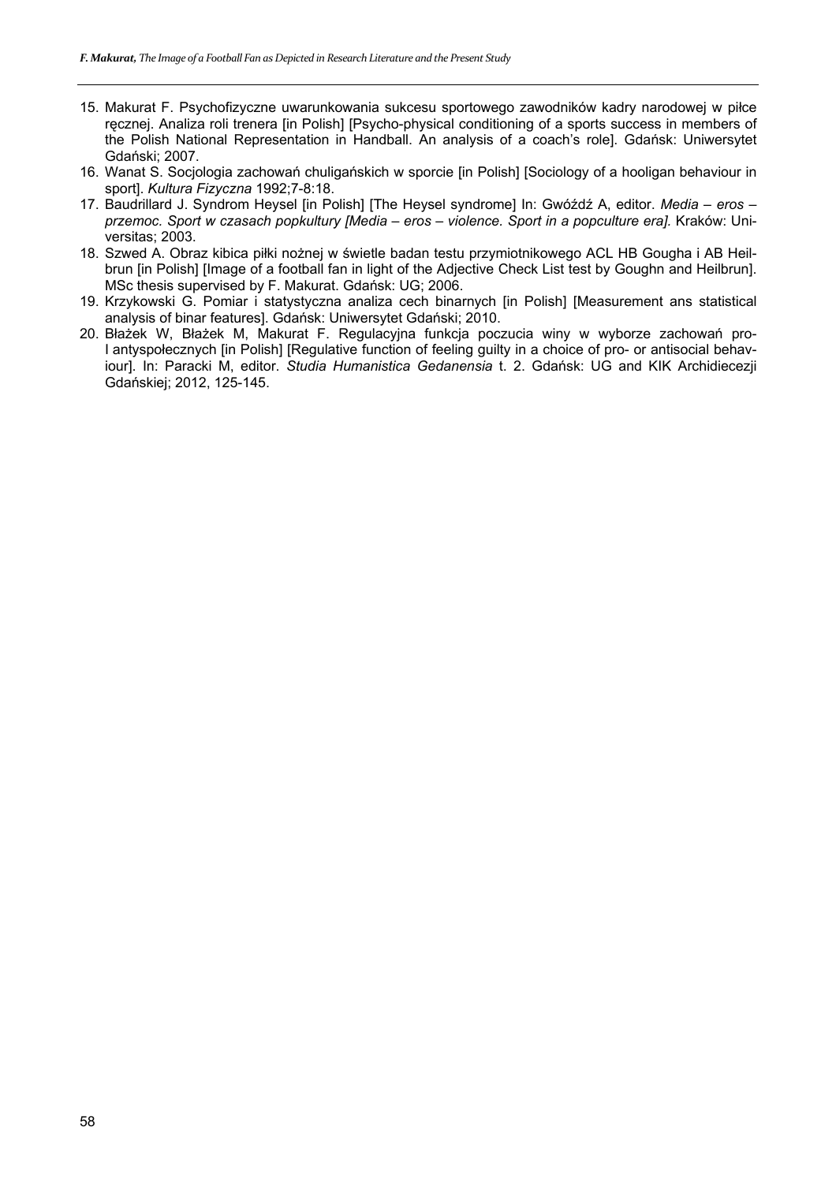15. Makurat F. Psychofizyczne uwarunkowania sukcesu sportowego zawodników kadry narodowej w piłce ręcznej. Analiza roli trenera [in Polish] [Psycho-physical conditioning of a sports success in members of the Polish National Representation in Handball. An analysis of a coach's role]. Gdańsk: Uniwersytet Gdański; 2007.
16. Wanat S. Socjologia zachowań chuligańskich w sporcie [in Polish] [Sociology of a hooligan behaviour in sport]. *Kultura Fizyczna* 1992;7-8:18.
17. Baudrillard J. Syndrom Heysel [in Polish] [The Heysel syndrome] In: Gwóźdź A, editor. *Media – eros – przemoc. Sport w czasach popkultury [Media – eros – violence. Sport in a popculture era].* Kraków: Universitas; 2003.
18. Szwed A. Obraz kibica piłki nożnej w świetle badan testu przymiotnikowego ACL HB Gougha i AB Heilbrun [in Polish] [Image of a football fan in light of the Adjective Check List test by Goughn and Heilbrun]. MSc thesis supervised by F. Makurat. Gdańsk: UG; 2006.
19. Krzykowski G. Pomiar i statystyczna analiza cech binarnych [in Polish] [Measurement ans statistical analysis of binar features]. Gdańsk: Uniwersytet Gdański; 2010.
20. Błażek W, Błażek M, Makurat F. Regulacyjna funkcja poczucia winy w wyborze zachowań pro- I antyspołecznych [in Polish] [Regulative function of feeling guilty in a choice of pro- or antisocial behaviour]. In: Paracki M, editor. *Studia Humanistica Gedanensia* t. 2. Gdańsk: UG and KIK Archidiecezji Gdańskiej; 2012, 125-145.